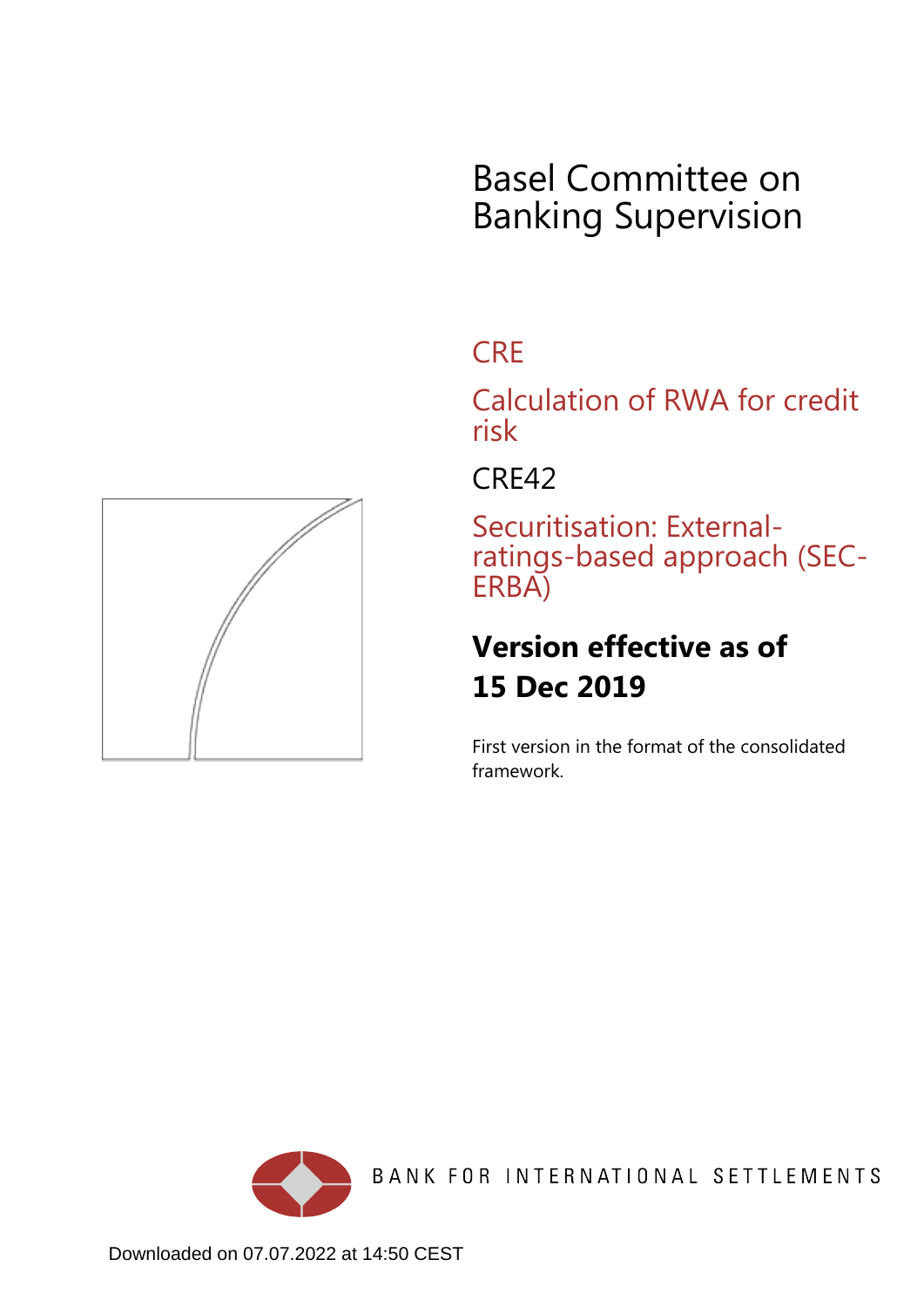# Basel Committee on Banking Supervision

## CRE

## Calculation of RWA for credit risk

## CRE42

## Securitisation: External-ratings-based approach (SEC-ERBA)

**Version effective as of 15 Dec 2019**

First version in the format of the consolidated framework.

BANK FOR INTERNATIONAL SETTLEMENTS

Downloaded on 07.07.2022 at 14:50 CEST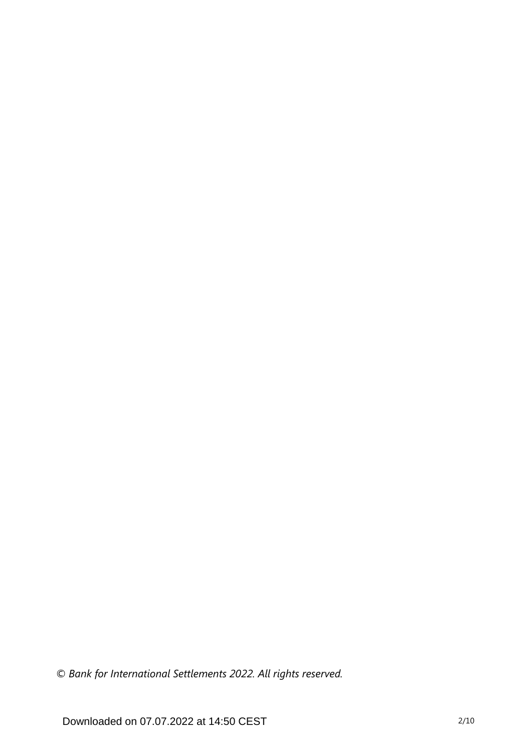*© Bank for International Settlements 2022. All rights reserved.*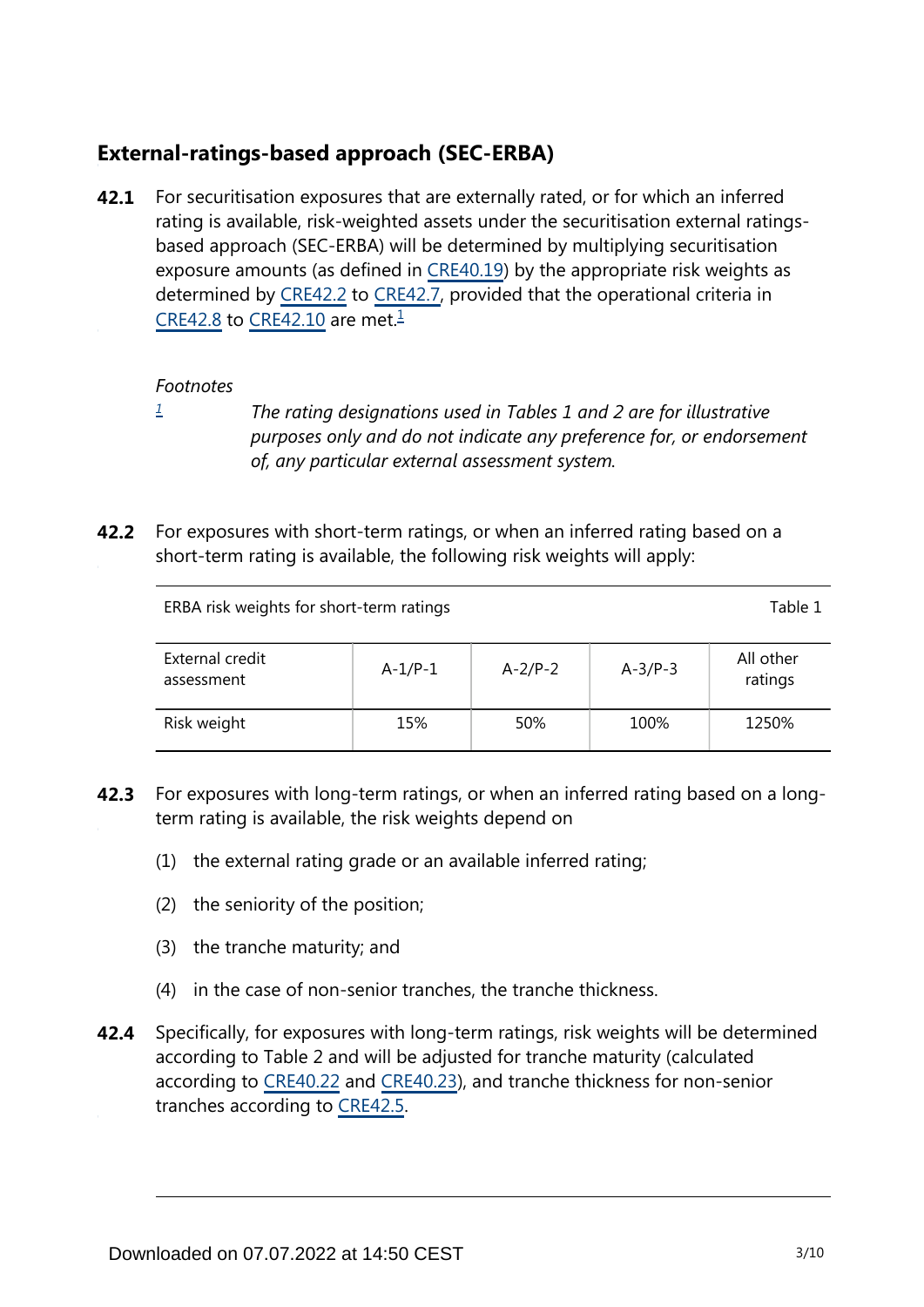## External-ratings-based approach (SEC-ERBA)

**42.1** For securitisation exposures that are externally rated, or for which an inferred rating is available, risk-weighted assets under the securitisation external ratings-based approach (SEC-ERBA) will be determined by multiplying securitisation exposure amounts (as defined in CRE40.19) by the appropriate risk weights as determined by CRE42.2 to CRE42.7, provided that the operational criteria in CRE42.8 to CRE42.10 are met.[1]

*Footnotes*

[1] *The rating designations used in Tables 1 and 2 are for illustrative purposes only and do not indicate any preference for, or endorsement of, any particular external assessment system.*

**42.2** For exposures with short-term ratings, or when an inferred rating based on a short-term rating is available, the following risk weights will apply:

ERBA risk weights for short-term ratings — Table 1

| External credit assessment | A-1/P-1 | A-2/P-2 | A-3/P-3 | All other ratings |
|---|---|---|---|---|
| Risk weight | 15% | 50% | 100% | 1250% |

**42.3** For exposures with long-term ratings, or when an inferred rating based on a long-term rating is available, the risk weights depend on

(1) the external rating grade or an available inferred rating;

(2) the seniority of the position;

(3) the tranche maturity; and

(4) in the case of non-senior tranches, the tranche thickness.

**42.4** Specifically, for exposures with long-term ratings, risk weights will be determined according to Table 2 and will be adjusted for tranche maturity (calculated according to CRE40.22 and CRE40.23), and tranche thickness for non-senior tranches according to CRE42.5.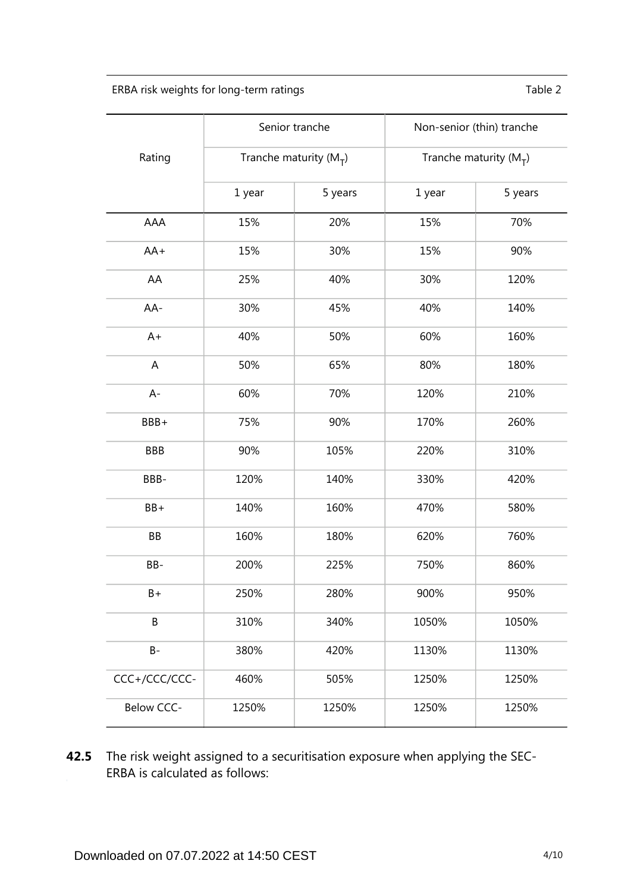ERBA risk weights for long-term ratings Table 2

| Rating | Senior tranche | | Non-senior (thin) tranche | |
|---|---|---|---|---|
| | Tranche maturity ($M_T$) | | Tranche maturity ($M_T$) | |
| | 1 year | 5 years | 1 year | 5 years |
| AAA | 15% | 20% | 15% | 70% |
| AA+ | 15% | 30% | 15% | 90% |
| AA | 25% | 40% | 30% | 120% |
| AA- | 30% | 45% | 40% | 140% |
| A+ | 40% | 50% | 60% | 160% |
| A | 50% | 65% | 80% | 180% |
| A- | 60% | 70% | 120% | 210% |
| BBB+ | 75% | 90% | 170% | 260% |
| BBB | 90% | 105% | 220% | 310% |
| BBB- | 120% | 140% | 330% | 420% |
| BB+ | 140% | 160% | 470% | 580% |
| BB | 160% | 180% | 620% | 760% |
| BB- | 200% | 225% | 750% | 860% |
| B+ | 250% | 280% | 900% | 950% |
| B | 310% | 340% | 1050% | 1050% |
| B- | 380% | 420% | 1130% | 1130% |
| CCC+/CCC/CCC- | 460% | 505% | 1250% | 1250% |
| Below CCC- | 1250% | 1250% | 1250% | 1250% |

**42.5** The risk weight assigned to a securitisation exposure when applying the SEC-ERBA is calculated as follows: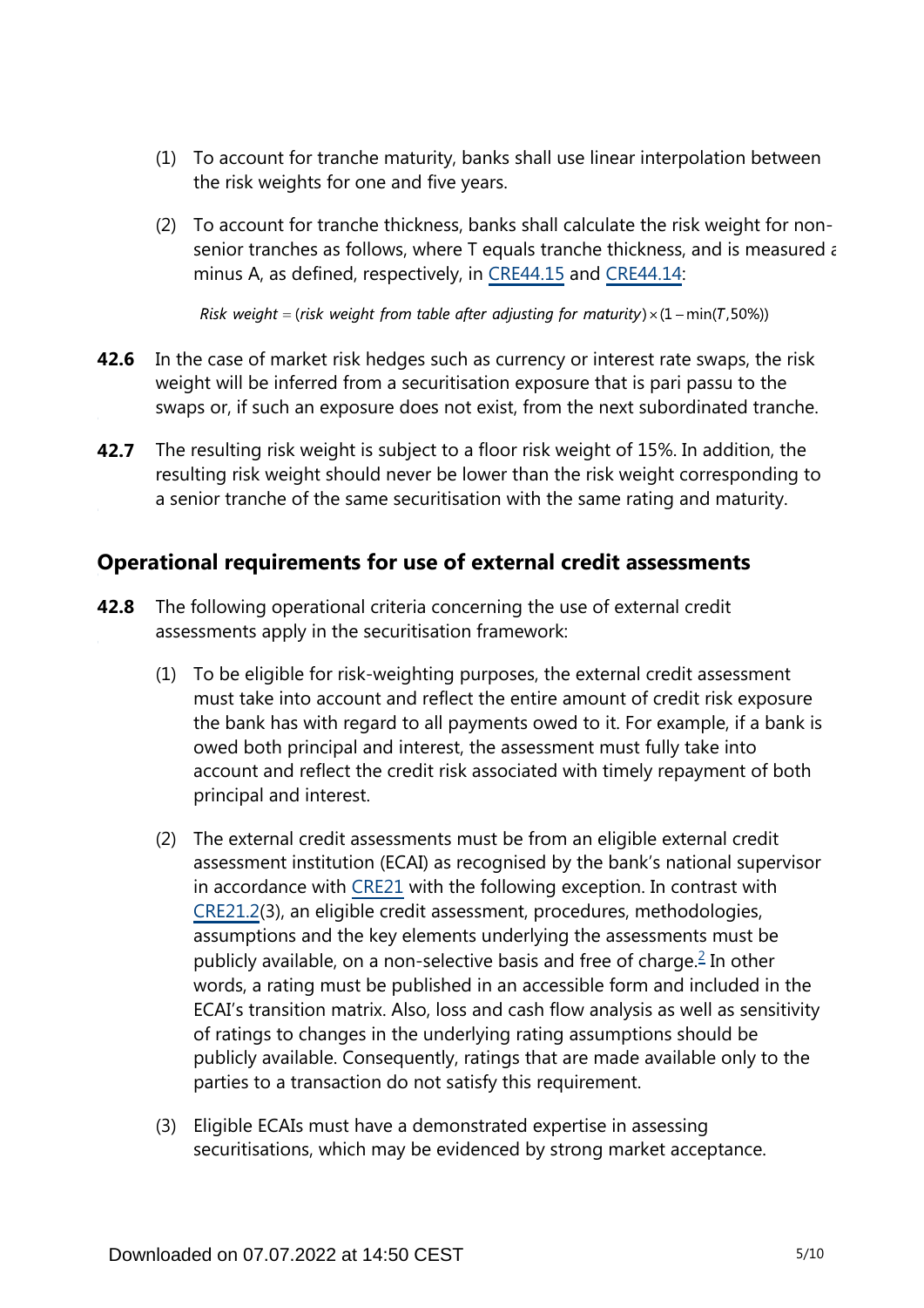(1) To account for tranche maturity, banks shall use linear interpolation between the risk weights for one and five years.

(2) To account for tranche thickness, banks shall calculate the risk weight for non-senior tranches as follows, where T equals tranche thickness, and is measured a minus A, as defined, respectively, in CRE44.15 and CRE44.14:

$$Risk\ weight = (risk\ weight\ from\ table\ after\ adjusting\ for\ maturity) \times (1 - \min(T, 50\%))$$

**42.6** In the case of market risk hedges such as currency or interest rate swaps, the risk weight will be inferred from a securitisation exposure that is pari passu to the swaps or, if such an exposure does not exist, from the next subordinated tranche.

**42.7** The resulting risk weight is subject to a floor risk weight of 15%. In addition, the resulting risk weight should never be lower than the risk weight corresponding to a senior tranche of the same securitisation with the same rating and maturity.

## Operational requirements for use of external credit assessments

**42.8** The following operational criteria concerning the use of external credit assessments apply in the securitisation framework:

(1) To be eligible for risk-weighting purposes, the external credit assessment must take into account and reflect the entire amount of credit risk exposure the bank has with regard to all payments owed to it. For example, if a bank is owed both principal and interest, the assessment must fully take into account and reflect the credit risk associated with timely repayment of both principal and interest.

(2) The external credit assessments must be from an eligible external credit assessment institution (ECAI) as recognised by the bank's national supervisor in accordance with CRE21 with the following exception. In contrast with CRE21.2(3), an eligible credit assessment, procedures, methodologies, assumptions and the key elements underlying the assessments must be publicly available, on a non-selective basis and free of charge.[2] In other words, a rating must be published in an accessible form and included in the ECAI's transition matrix. Also, loss and cash flow analysis as well as sensitivity of ratings to changes in the underlying rating assumptions should be publicly available. Consequently, ratings that are made available only to the parties to a transaction do not satisfy this requirement.

(3) Eligible ECAIs must have a demonstrated expertise in assessing securitisations, which may be evidenced by strong market acceptance.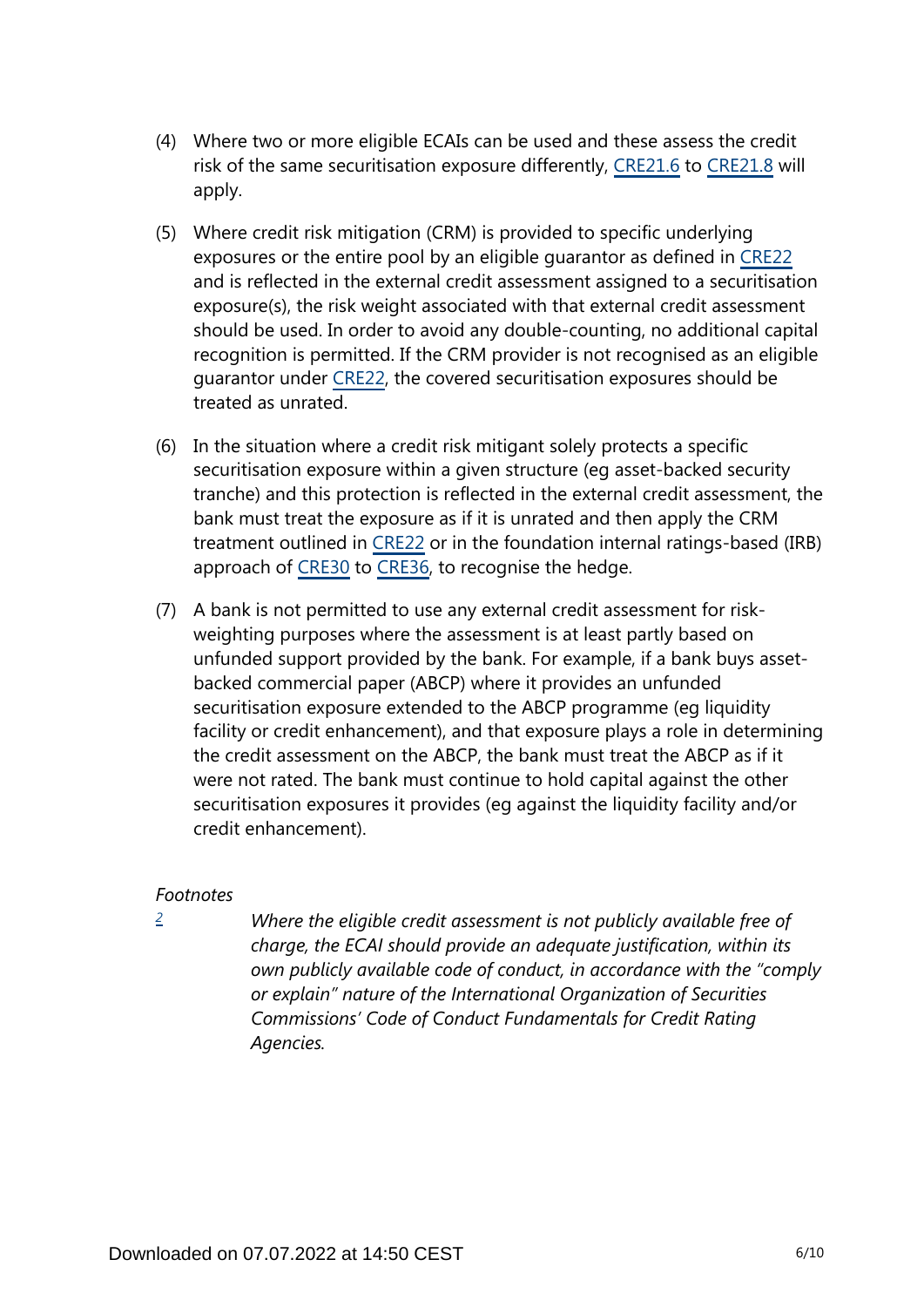(4) Where two or more eligible ECAIs can be used and these assess the credit risk of the same securitisation exposure differently, CRE21.6 to CRE21.8 will apply.

(5) Where credit risk mitigation (CRM) is provided to specific underlying exposures or the entire pool by an eligible guarantor as defined in CRE22 and is reflected in the external credit assessment assigned to a securitisation exposure(s), the risk weight associated with that external credit assessment should be used. In order to avoid any double-counting, no additional capital recognition is permitted. If the CRM provider is not recognised as an eligible guarantor under CRE22, the covered securitisation exposures should be treated as unrated.

(6) In the situation where a credit risk mitigant solely protects a specific securitisation exposure within a given structure (eg asset-backed security tranche) and this protection is reflected in the external credit assessment, the bank must treat the exposure as if it is unrated and then apply the CRM treatment outlined in CRE22 or in the foundation internal ratings-based (IRB) approach of CRE30 to CRE36, to recognise the hedge.

(7) A bank is not permitted to use any external credit assessment for risk-weighting purposes where the assessment is at least partly based on unfunded support provided by the bank. For example, if a bank buys asset-backed commercial paper (ABCP) where it provides an unfunded securitisation exposure extended to the ABCP programme (eg liquidity facility or credit enhancement), and that exposure plays a role in determining the credit assessment on the ABCP, the bank must treat the ABCP as if it were not rated. The bank must continue to hold capital against the other securitisation exposures it provides (eg against the liquidity facility and/or credit enhancement).

*Footnotes*

[2] *Where the eligible credit assessment is not publicly available free of charge, the ECAI should provide an adequate justification, within its own publicly available code of conduct, in accordance with the "comply or explain" nature of the International Organization of Securities Commissions' Code of Conduct Fundamentals for Credit Rating Agencies.*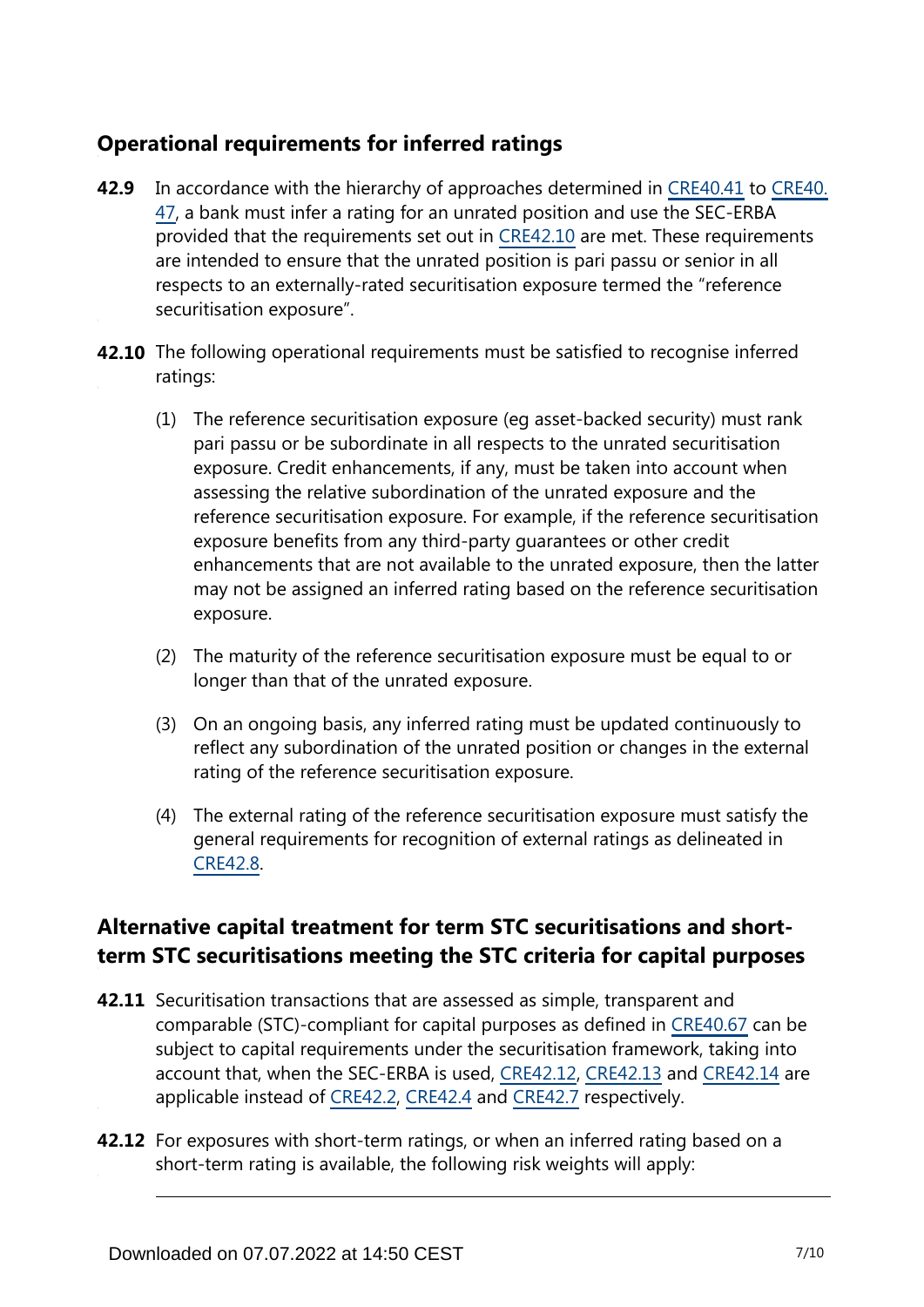## Operational requirements for inferred ratings

**42.9** In accordance with the hierarchy of approaches determined in CRE40.41 to CRE40.47, a bank must infer a rating for an unrated position and use the SEC-ERBA provided that the requirements set out in CRE42.10 are met. These requirements are intended to ensure that the unrated position is pari passu or senior in all respects to an externally-rated securitisation exposure termed the "reference securitisation exposure".

**42.10** The following operational requirements must be satisfied to recognise inferred ratings:

(1) The reference securitisation exposure (eg asset-backed security) must rank pari passu or be subordinate in all respects to the unrated securitisation exposure. Credit enhancements, if any, must be taken into account when assessing the relative subordination of the unrated exposure and the reference securitisation exposure. For example, if the reference securitisation exposure benefits from any third-party guarantees or other credit enhancements that are not available to the unrated exposure, then the latter may not be assigned an inferred rating based on the reference securitisation exposure.

(2) The maturity of the reference securitisation exposure must be equal to or longer than that of the unrated exposure.

(3) On an ongoing basis, any inferred rating must be updated continuously to reflect any subordination of the unrated position or changes in the external rating of the reference securitisation exposure.

(4) The external rating of the reference securitisation exposure must satisfy the general requirements for recognition of external ratings as delineated in CRE42.8.

## Alternative capital treatment for term STC securitisations and short-term STC securitisations meeting the STC criteria for capital purposes

**42.11** Securitisation transactions that are assessed as simple, transparent and comparable (STC)-compliant for capital purposes as defined in CRE40.67 can be subject to capital requirements under the securitisation framework, taking into account that, when the SEC-ERBA is used, CRE42.12, CRE42.13 and CRE42.14 are applicable instead of CRE42.2, CRE42.4 and CRE42.7 respectively.

**42.12** For exposures with short-term ratings, or when an inferred rating based on a short-term rating is available, the following risk weights will apply: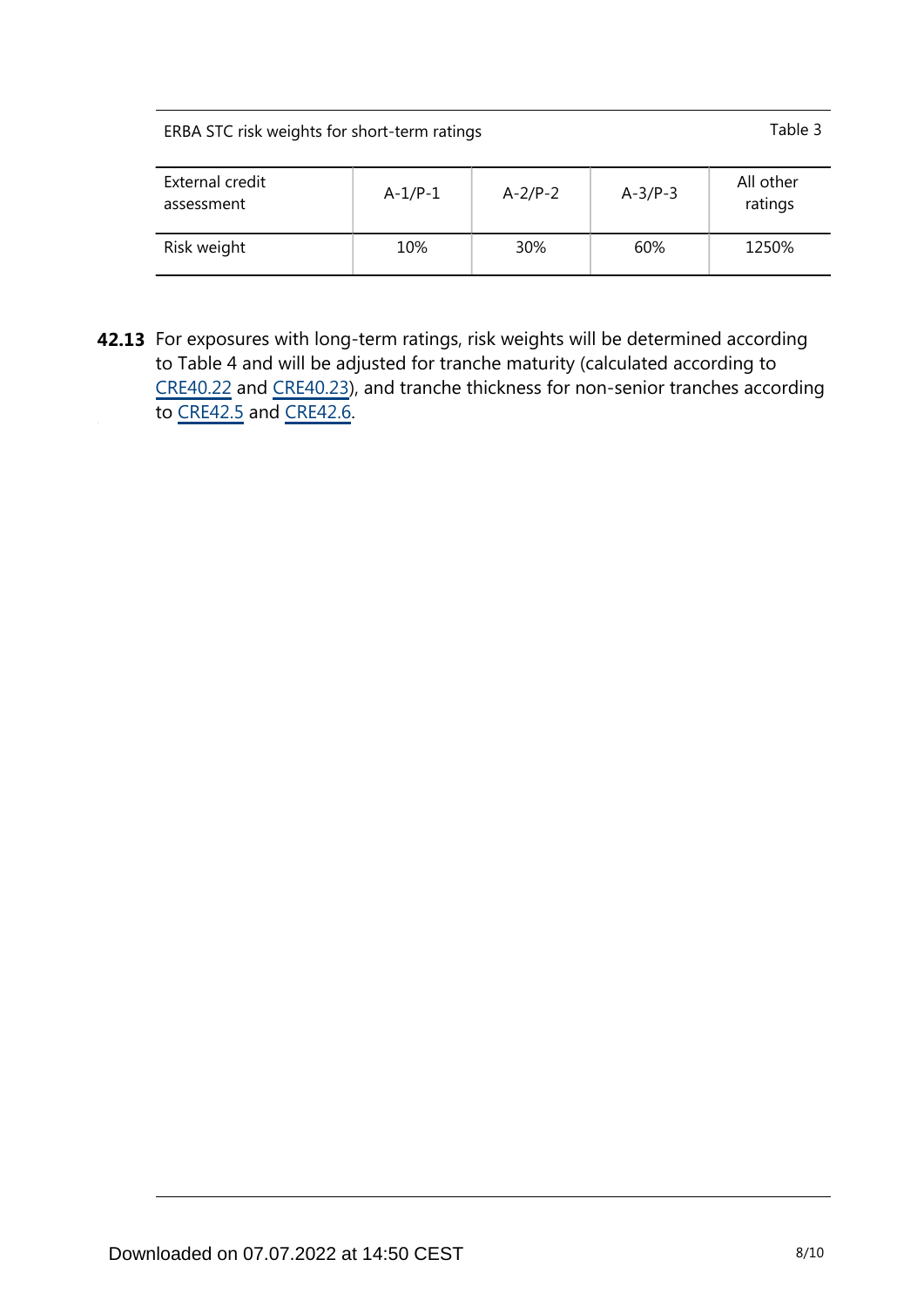ERBA STC risk weights for short-term ratings — Table 3

| External credit assessment | A-1/P-1 | A-2/P-2 | A-3/P-3 | All other ratings |
|---|---|---|---|---|
| Risk weight | 10% | 30% | 60% | 1250% |

**42.13** For exposures with long-term ratings, risk weights will be determined according to Table 4 and will be adjusted for tranche maturity (calculated according to CRE40.22 and CRE40.23), and tranche thickness for non-senior tranches according to CRE42.5 and CRE42.6.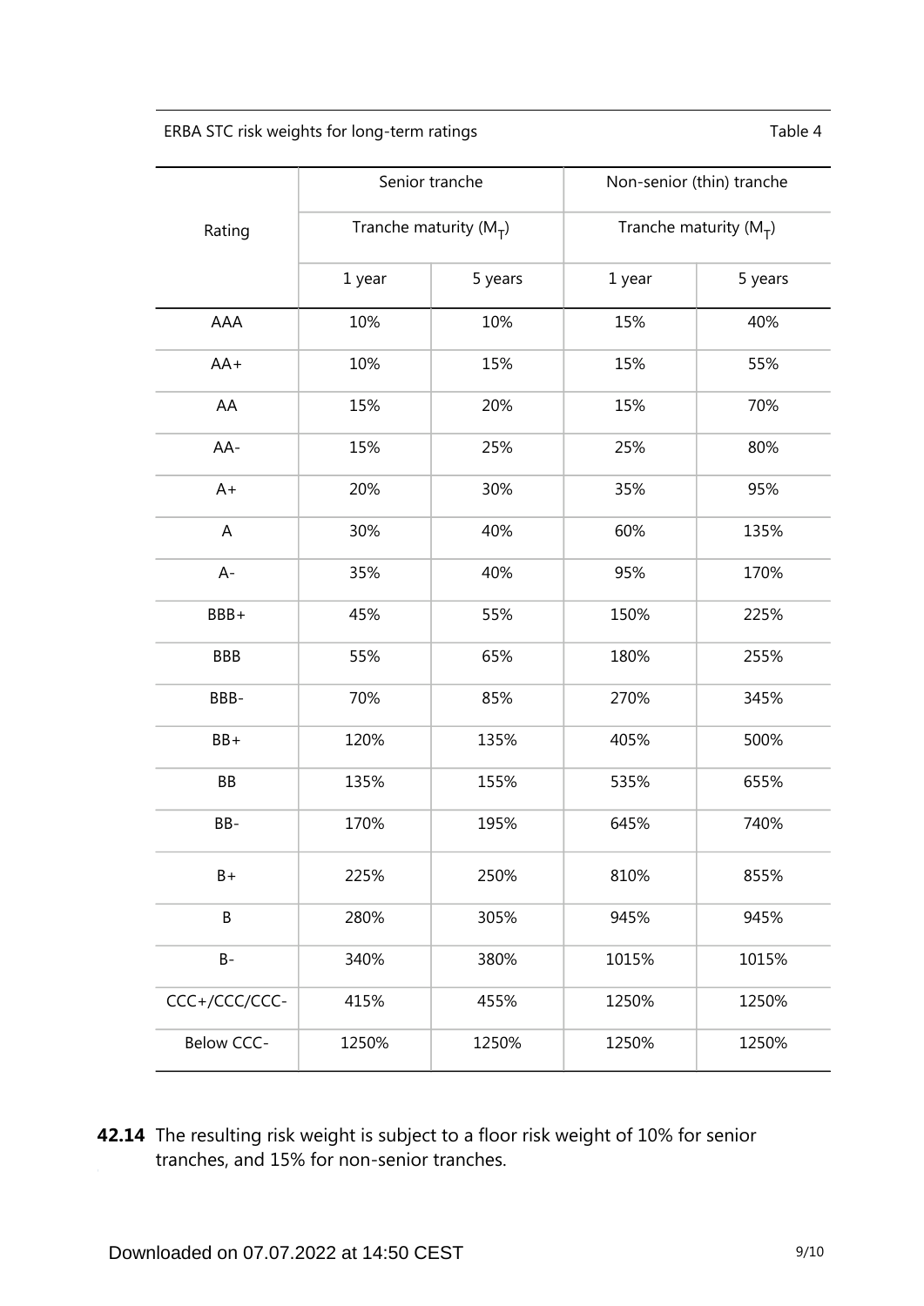ERBA STC risk weights for long-term ratings — Table 4

| Rating | Senior tranche | | Non-senior (thin) tranche | |
|---|---|---|---|---|
| | Tranche maturity ($M_T$) | | Tranche maturity ($M_T$) | |
| | 1 year | 5 years | 1 year | 5 years |
| AAA | 10% | 10% | 15% | 40% |
| AA+ | 10% | 15% | 15% | 55% |
| AA | 15% | 20% | 15% | 70% |
| AA- | 15% | 25% | 25% | 80% |
| A+ | 20% | 30% | 35% | 95% |
| A | 30% | 40% | 60% | 135% |
| A- | 35% | 40% | 95% | 170% |
| BBB+ | 45% | 55% | 150% | 225% |
| BBB | 55% | 65% | 180% | 255% |
| BBB- | 70% | 85% | 270% | 345% |
| BB+ | 120% | 135% | 405% | 500% |
| BB | 135% | 155% | 535% | 655% |
| BB- | 170% | 195% | 645% | 740% |
| B+ | 225% | 250% | 810% | 855% |
| B | 280% | 305% | 945% | 945% |
| B- | 340% | 380% | 1015% | 1015% |
| CCC+/CCC/CCC- | 415% | 455% | 1250% | 1250% |
| Below CCC- | 1250% | 1250% | 1250% | 1250% |

**42.14** The resulting risk weight is subject to a floor risk weight of 10% for senior tranches, and 15% for non-senior tranches.

Downloaded on 07.07.2022 at 14:50 CEST